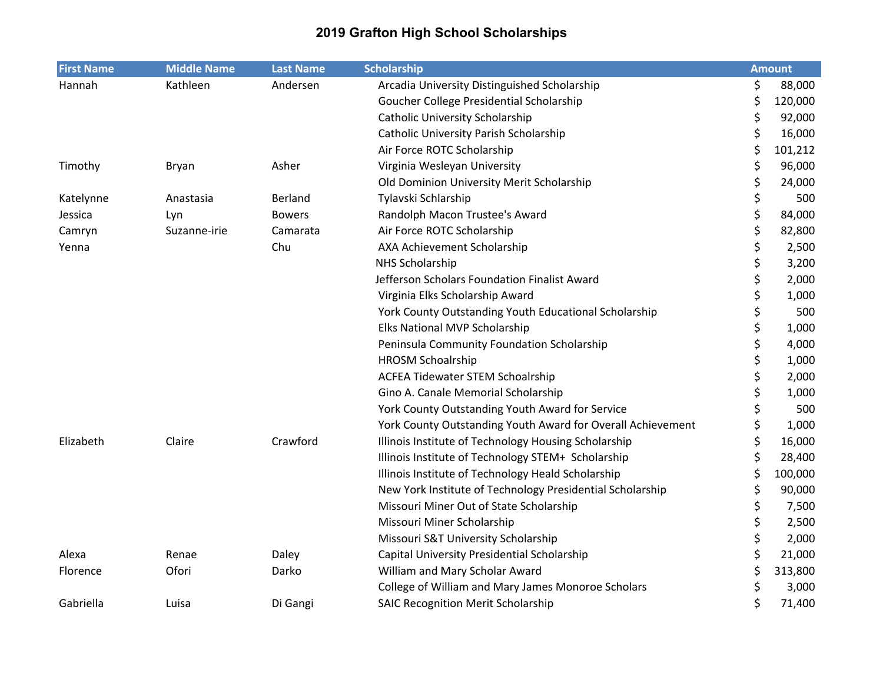# 2019 Grafton High School Scholarships

| First Name | Middle Name | Last Name | Scholarship | Amount |
|---|---|---|---|---|
| Hannah | Kathleen | Andersen | Arcadia University Distinguished Scholarship | $ 88,000 |
| | | | Goucher College Presidential Scholarship | $ 120,000 |
| | | | Catholic University Scholarship | $ 92,000 |
| | | | Catholic University Parish Scholarship | $ 16,000 |
| | | | Air Force ROTC Scholarship | $ 101,212 |
| Timothy | Bryan | Asher | Virginia Wesleyan University | $ 96,000 |
| | | | Old Dominion University Merit Scholarship | $ 24,000 |
| Katelynne | Anastasia | Berland | Tylavski Schlarship | $ 500 |
| Jessica | Lyn | Bowers | Randolph Macon Trustee's Award | $ 84,000 |
| Camryn | Suzanne-irie | Camarata | Air Force ROTC Scholarship | $ 82,800 |
| Yenna | | Chu | AXA Achievement Scholarship | $ 2,500 |
| | | | NHS Scholarship | $ 3,200 |
| | | | Jefferson Scholars Foundation Finalist Award | $ 2,000 |
| | | | Virginia Elks Scholarship Award | $ 1,000 |
| | | | York County Outstanding Youth Educational Scholarship | $ 500 |
| | | | Elks National MVP Scholarship | $ 1,000 |
| | | | Peninsula Community Foundation Scholarship | $ 4,000 |
| | | | HROSM Schoalrship | $ 1,000 |
| | | | ACFEA Tidewater STEM Schoalrship | $ 2,000 |
| | | | Gino A. Canale Memorial Scholarship | $ 1,000 |
| | | | York County Outstanding Youth Award for Service | $ 500 |
| | | | York County Outstanding Youth Award for Overall Achievement | $ 1,000 |
| Elizabeth | Claire | Crawford | Illinois Institute of Technology Housing Scholarship | $ 16,000 |
| | | | Illinois Institute of Technology STEM+ Scholarship | $ 28,400 |
| | | | Illinois Institute of Technology Heald Scholarship | $ 100,000 |
| | | | New York Institute of Technology Presidential Scholarship | $ 90,000 |
| | | | Missouri Miner Out of State Scholarship | $ 7,500 |
| | | | Missouri Miner Scholarship | $ 2,500 |
| | | | Missouri S&T University Scholarship | $ 2,000 |
| Alexa | Renae | Daley | Capital University Presidential Scholarship | $ 21,000 |
| Florence | Ofori | Darko | William and Mary Scholar Award | $ 313,800 |
| | | | College of William and Mary James Monoroe Scholars | $ 3,000 |
| Gabriella | Luisa | Di Gangi | SAIC Recognition Merit Scholarship | $ 71,400 |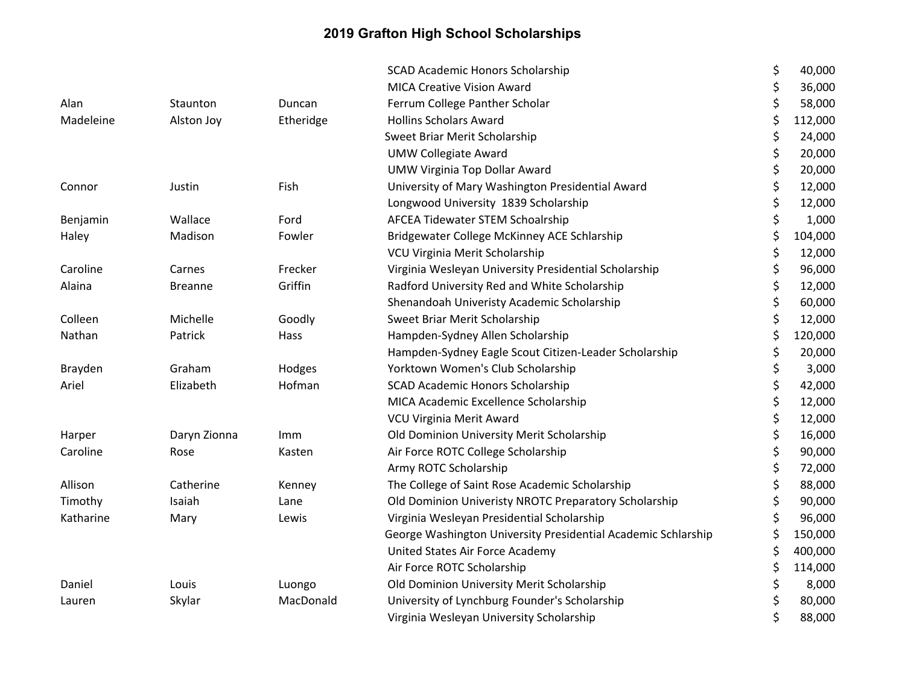# 2019 Grafton High School Scholarships

| | | | | |
|---|---|---|---|---|
| | | | SCAD Academic Honors Scholarship | $ 40,000 |
| | | | MICA Creative Vision Award | $ 36,000 |
| Alan | Staunton | Duncan | Ferrum College Panther Scholar | $ 58,000 |
| Madeleine | Alston Joy | Etheridge | Hollins Scholars Award | $ 112,000 |
| | | | Sweet Briar Merit Scholarship | $ 24,000 |
| | | | UMW Collegiate Award | $ 20,000 |
| | | | UMW Virginia Top Dollar Award | $ 20,000 |
| Connor | Justin | Fish | University of Mary Washington Presidential Award | $ 12,000 |
| | | | Longwood University 1839 Scholarship | $ 12,000 |
| Benjamin | Wallace | Ford | AFCEA Tidewater STEM Schoalrship | $ 1,000 |
| Haley | Madison | Fowler | Bridgewater College McKinney ACE Schlarship | $ 104,000 |
| | | | VCU Virginia Merit Scholarship | $ 12,000 |
| Caroline | Carnes | Frecker | Virginia Wesleyan University Presidential Scholarship | $ 96,000 |
| Alaina | Breanne | Griffin | Radford University Red and White Scholarship | $ 12,000 |
| | | | Shenandoah Univeristy Academic Scholarship | $ 60,000 |
| Colleen | Michelle | Goodly | Sweet Briar Merit Scholarship | $ 12,000 |
| Nathan | Patrick | Hass | Hampden-Sydney Allen Scholarship | $ 120,000 |
| | | | Hampden-Sydney Eagle Scout Citizen-Leader Scholarship | $ 20,000 |
| Brayden | Graham | Hodges | Yorktown Women's Club Scholarship | $ 3,000 |
| Ariel | Elizabeth | Hofman | SCAD Academic Honors Scholarship | $ 42,000 |
| | | | MICA Academic Excellence Scholarship | $ 12,000 |
| | | | VCU Virginia Merit Award | $ 12,000 |
| Harper | Daryn Zionna | Imm | Old Dominion University Merit Scholarship | $ 16,000 |
| Caroline | Rose | Kasten | Air Force ROTC College Scholarship | $ 90,000 |
| | | | Army ROTC Scholarship | $ 72,000 |
| Allison | Catherine | Kenney | The College of Saint Rose Academic Scholarship | $ 88,000 |
| Timothy | Isaiah | Lane | Old Dominion Univeristy NROTC Preparatory Scholarship | $ 90,000 |
| Katharine | Mary | Lewis | Virginia Wesleyan Presidential Scholarship | $ 96,000 |
| | | | George Washington University Presidential Academic Schlarship | $ 150,000 |
| | | | United States Air Force Academy | $ 400,000 |
| | | | Air Force ROTC Scholarship | $ 114,000 |
| Daniel | Louis | Luongo | Old Dominion University Merit Scholarship | $ 8,000 |
| Lauren | Skylar | MacDonald | University of Lynchburg Founder's Scholarship | $ 80,000 |
| | | | Virginia Wesleyan University Scholarship | $ 88,000 |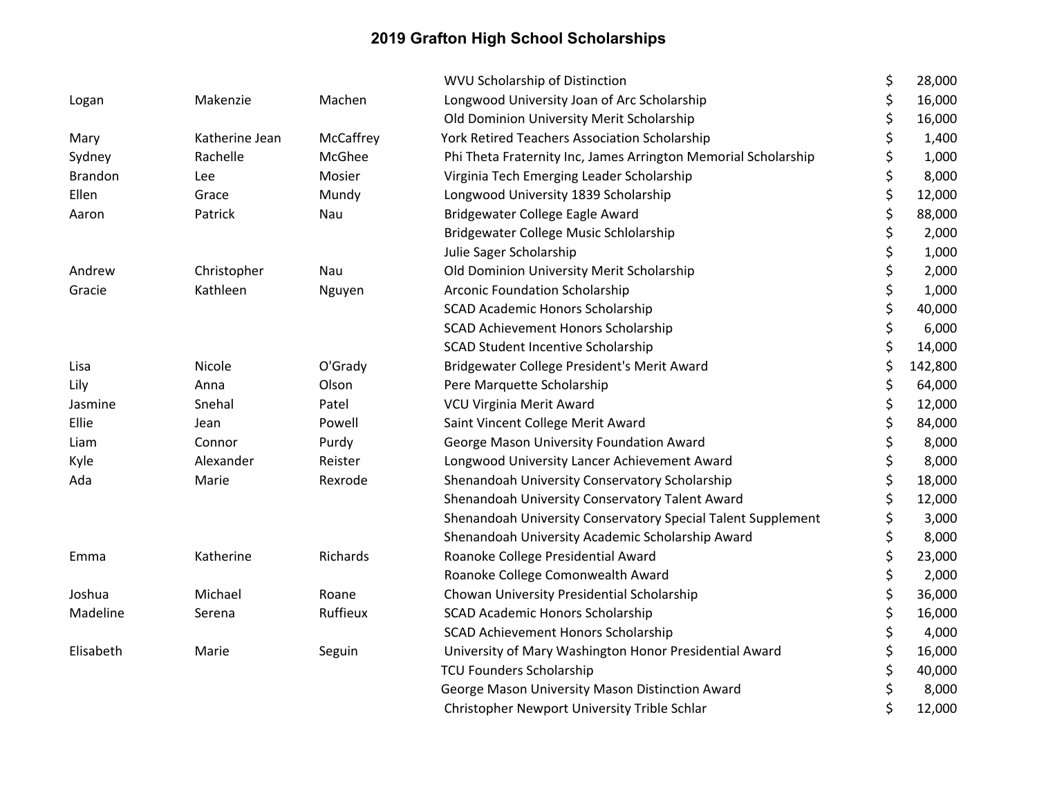# 2019 Grafton High School Scholarships

| | | | | |
|---|---|---|---|---|
| | | | WVU Scholarship of Distinction | $ 28,000 |
| Logan | Makenzie | Machen | Longwood University Joan of Arc Scholarship | $ 16,000 |
| | | | Old Dominion University Merit Scholarship | $ 16,000 |
| Mary | Katherine Jean | McCaffrey | York Retired Teachers Association Scholarship | $ 1,400 |
| Sydney | Rachelle | McGhee | Phi Theta Fraternity Inc, James Arrington Memorial Scholarship | $ 1,000 |
| Brandon | Lee | Mosier | Virginia Tech Emerging Leader Scholarship | $ 8,000 |
| Ellen | Grace | Mundy | Longwood University 1839 Scholarship | $ 12,000 |
| Aaron | Patrick | Nau | Bridgewater College Eagle Award | $ 88,000 |
| | | | Bridgewater College Music Schlolarship | $ 2,000 |
| | | | Julie Sager Scholarship | $ 1,000 |
| Andrew | Christopher | Nau | Old Dominion University Merit Scholarship | $ 2,000 |
| Gracie | Kathleen | Nguyen | Arconic Foundation Scholarship | $ 1,000 |
| | | | SCAD Academic Honors Scholarship | $ 40,000 |
| | | | SCAD Achievement Honors Scholarship | $ 6,000 |
| | | | SCAD Student Incentive Scholarship | $ 14,000 |
| Lisa | Nicole | O'Grady | Bridgewater College President's Merit Award | $ 142,800 |
| Lily | Anna | Olson | Pere Marquette Scholarship | $ 64,000 |
| Jasmine | Snehal | Patel | VCU Virginia Merit Award | $ 12,000 |
| Ellie | Jean | Powell | Saint Vincent College Merit Award | $ 84,000 |
| Liam | Connor | Purdy | George Mason University Foundation Award | $ 8,000 |
| Kyle | Alexander | Reister | Longwood University Lancer Achievement Award | $ 8,000 |
| Ada | Marie | Rexrode | Shenandoah University Conservatory Scholarship | $ 18,000 |
| | | | Shenandoah University Conservatory Talent Award | $ 12,000 |
| | | | Shenandoah University Conservatory Special Talent Supplement | $ 3,000 |
| | | | Shenandoah University Academic Scholarship Award | $ 8,000 |
| Emma | Katherine | Richards | Roanoke College Presidential Award | $ 23,000 |
| | | | Roanoke College Comonwealth Award | $ 2,000 |
| Joshua | Michael | Roane | Chowan University Presidential Scholarship | $ 36,000 |
| Madeline | Serena | Ruffieux | SCAD Academic Honors Scholarship | $ 16,000 |
| | | | SCAD Achievement Honors Scholarship | $ 4,000 |
| Elisabeth | Marie | Seguin | University of Mary Washington Honor Presidential Award | $ 16,000 |
| | | | TCU Founders Scholarship | $ 40,000 |
| | | | George Mason University Mason Distinction Award | $ 8,000 |
| | | | Christopher Newport University Trible Schlar | $ 12,000 |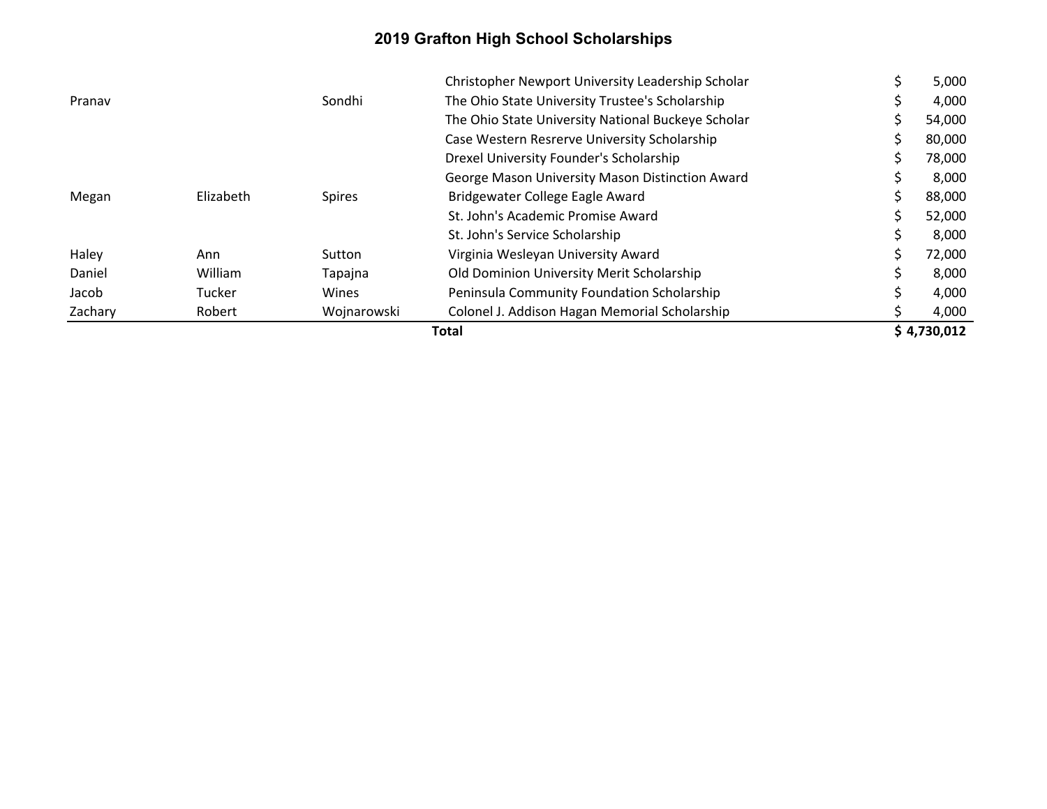# 2019 Grafton High School Scholarships

| | | | | |
|---|---|---|---|---|
| | | | Christopher Newport University Leadership Scholar | $ 5,000 |
| Pranav | | Sondhi | The Ohio State University Trustee's Scholarship | $ 4,000 |
| | | | The Ohio State University National Buckeye Scholar | $ 54,000 |
| | | | Case Western Resrerve University Scholarship | $ 80,000 |
| | | | Drexel University Founder's Scholarship | $ 78,000 |
| | | | George Mason University Mason Distinction Award | $ 8,000 |
| Megan | Elizabeth | Spires | Bridgewater College Eagle Award | $ 88,000 |
| | | | St. John's Academic Promise Award | $ 52,000 |
| | | | St. John's Service Scholarship | $ 8,000 |
| Haley | Ann | Sutton | Virginia Wesleyan University Award | $ 72,000 |
| Daniel | William | Tapajna | Old Dominion University Merit Scholarship | $ 8,000 |
| Jacob | Tucker | Wines | Peninsula Community Foundation Scholarship | $ 4,000 |
| Zachary | Robert | Wojnarowski | Colonel J. Addison Hagan Memorial Scholarship | $ 4,000 |
| | | | **Total** | **$ 4,730,012** |